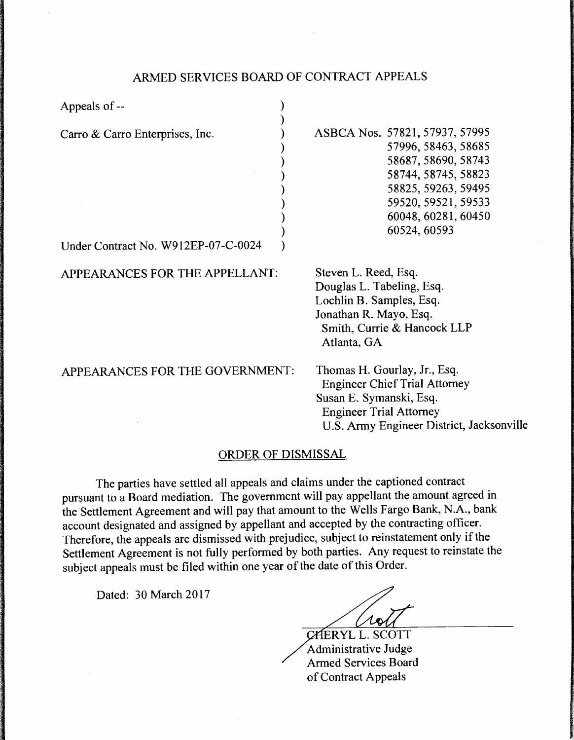# ARMED SERVICES BOARD OF CONTRACT APPEALS

Appeals of --

Carro & Carro Enterprises, Inc.

Under Contract No. W912EP-07-C-0024

ASBCA Nos. 57821, 57937, 57995, 57996, 58463, 58685, 58687, 58690, 58743, 58744, 58745, 58823, 58825, 59263, 59495, 59520, 59521, 59533, 60048, 60281, 60450, 60524, 60593

APPEARANCES FOR THE APPELLANT:

Steven L. Reed, Esq.
Douglas L. Tabeling, Esq.
Lochlin B. Samples, Esq.
Jonathan R. Mayo, Esq.
Smith, Currie & Hancock LLP
Atlanta, GA

APPEARANCES FOR THE GOVERNMENT:

Thomas H. Gourlay, Jr., Esq.
Engineer Chief Trial Attorney
Susan E. Symanski, Esq.
Engineer Trial Attorney
U.S. Army Engineer District, Jacksonville

## ORDER OF DISMISSAL

The parties have settled all appeals and claims under the captioned contract pursuant to a Board mediation. The government will pay appellant the amount agreed in the Settlement Agreement and will pay that amount to the Wells Fargo Bank, N.A., bank account designated and assigned by appellant and accepted by the contracting officer. Therefore, the appeals are dismissed with prejudice, subject to reinstatement only if the Settlement Agreement is not fully performed by both parties. Any request to reinstate the subject appeals must be filed within one year of the date of this Order.

Dated: 30 March 2017

CHERYL L. SCOTT
Administrative Judge
Armed Services Board
of Contract Appeals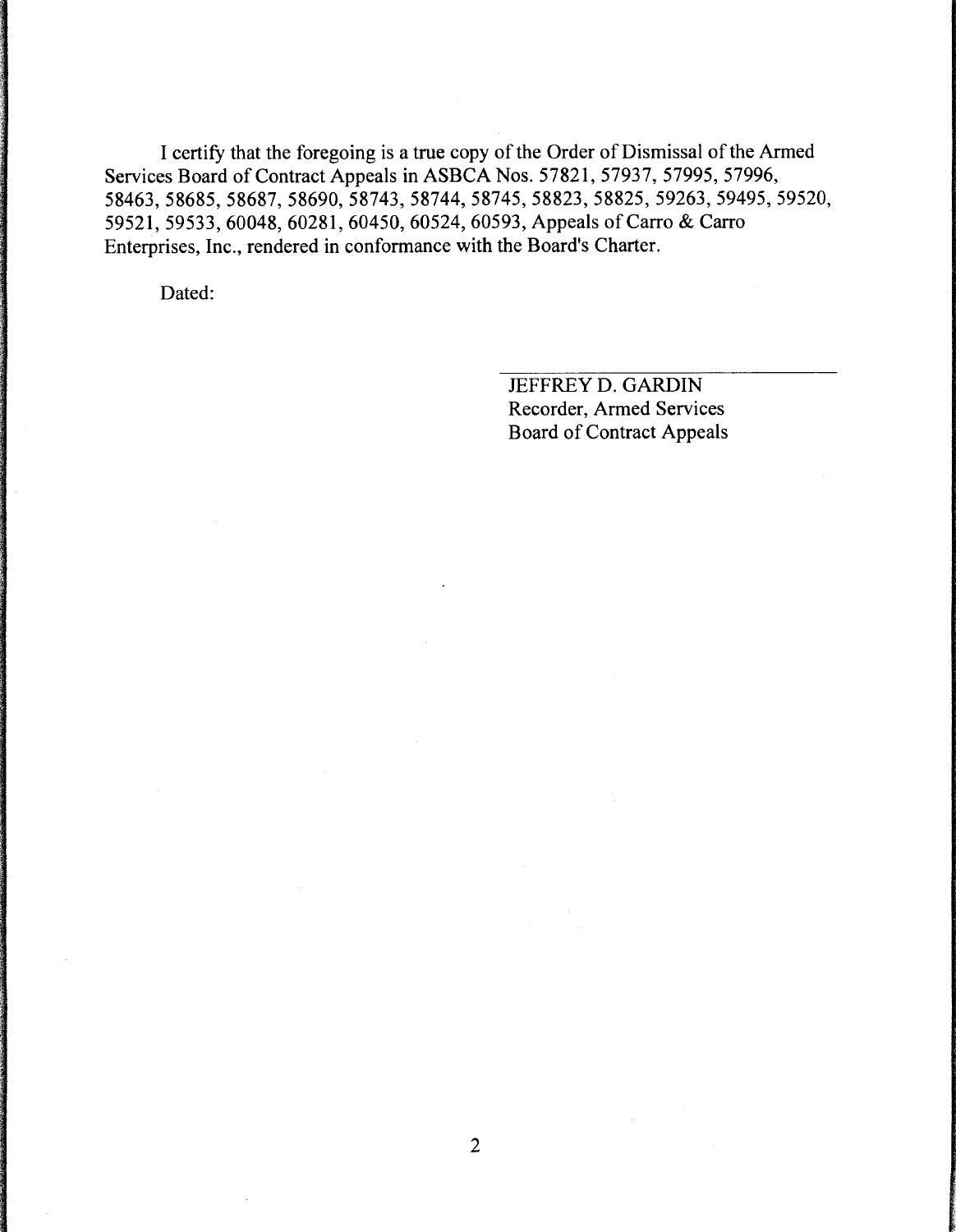I certify that the foregoing is a true copy of the Order of Dismissal of the Armed Services Board of Contract Appeals in ASBCA Nos. 57821, 57937, 57995, 57996, 58463, 58685, 58687, 58690, 58743, 58744, 58745, 58823, 58825, 59263, 59495, 59520, 59521, 59533, 60048, 60281, 60450, 60524, 60593, Appeals of Carro & Carro Enterprises, Inc., rendered in conformance with the Board's Charter.

Dated:

JEFFREY D. GARDIN
Recorder, Armed Services
Board of Contract Appeals